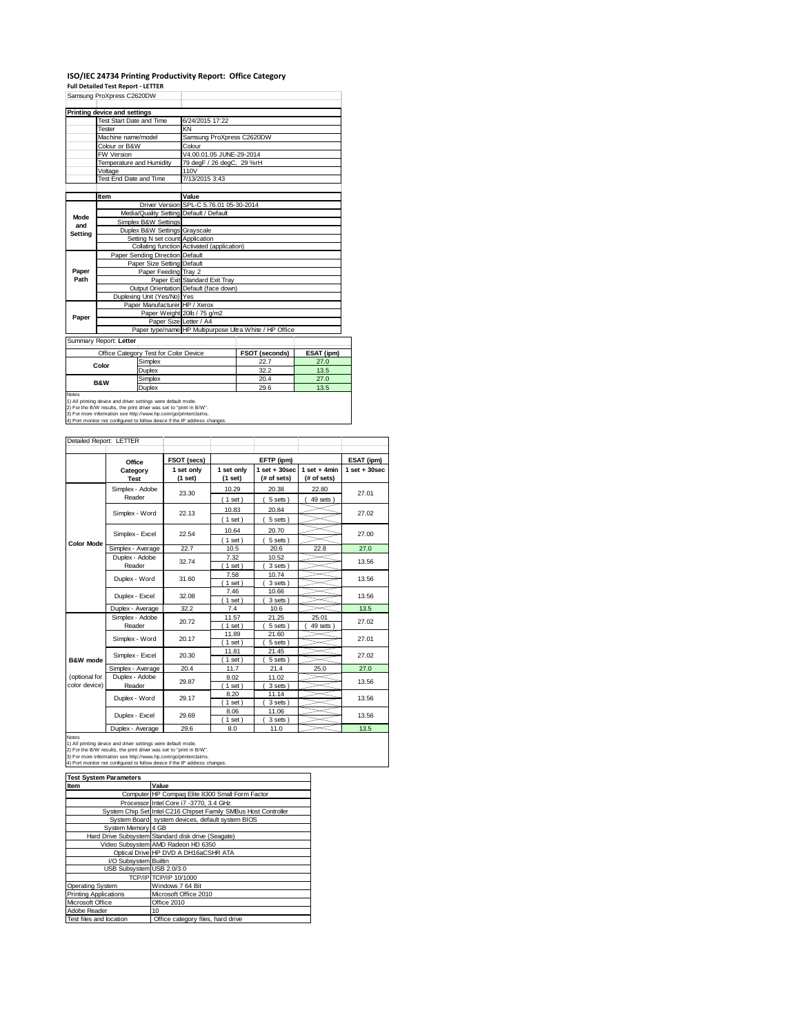# ISO/IEC 24734 Printing Productivity Report: Office Category

**Full Detailed Test Report - LETTER**

Samsung ProXpress C2620DW

| Printing device and settings | | |
|---|---|---|
| | Test Start Date and Time | 6/24/2015 17:22 |
| | Tester | KN |
| | Machine name/model | Samsung ProXpress C2620DW |
| | Colour or B&W | Colour |
| | FW Version | V4.00.01.05 JUNE-29-2014 |
| | Temperature and Humidity | 79 degF / 26 degC, 29 %rH |
| | Voltage | 110V |
| | Test End Date and Time | 7/13/2015 3:43 |

| | Item | Value |
|---|---|---|
| Mode and Setting | Driver Version | SPL-C 5.76.01 05-30-2014 |
| | Media/Quality Setting | Default / Default |
| | Simplex B&W Settings | |
| | Duplex B&W Settings | Grayscale |
| | Setting N set count | Application |
| | Collating function | Activated (application) |
| Paper Path | Paper Sending Direction | Default |
| | Paper Size Setting | Default |
| | Paper Feeding | Tray 2 |
| | Paper Exit | Standard Exit Tray |
| | Output Orientation | Default (face down) |
| | Duplexing Unit (Yes/No) | Yes |
| Paper | Paper Manufacturer | HP / Xerox |
| | Paper Weight | 20lb / 75 g/m2 |
| | Paper Size | Letter / A4 |
| | Paper type/name | HP Multipurpose Ultra White / HP Office |

Summary Report: **Letter**

| Office Category Test for Color Device | | FSOT (seconds) | ESAT (ipm) |
|---|---|---|---|
| Color | Simplex | 22.7 | 27.0 |
| | Duplex | 32.2 | 13.5 |
| B&W | Simplex | 20.4 | 27.0 |
| | Duplex | 29.6 | 13.5 |

Notes
1) All printing device and driver settings were default mode.
2) For the B/W results, the print driver was set to "print in B/W".
3) For more information see http://www.hp.com/go/printerclaims.
4) Port monitor not configured to follow device if the IP address changes.

Detailed Report: LETTER

| | Office Category Test | FSOT (secs) 1 set only (1 set) | EFTP (ipm) 1 set only (1 set) | EFTP (ipm) 1 set + 30sec (# of sets) | EFTP (ipm) 1 set + 4min (# of sets) | ESAT (ipm) 1 set + 30sec |
|---|---|---|---|---|---|---|
| Color Mode | Simplex - Adobe Reader | 23.30 | 10.29 (1 set) | 20.38 (5 sets) | 22.80 (49 sets) | 27.01 |
| | Simplex - Word | 22.13 | 10.83 (1 set) | 20.84 (5 sets) | | 27.02 |
| | Simplex - Excel | 22.54 | 10.64 (1 set) | 20.70 (5 sets) | | 27.00 |
| | Simplex - Average | 22.7 | 10.5 | 20.6 | 22.8 | 27.0 |
| | Duplex - Adobe Reader | 32.74 | 7.32 (1 set) | 10.52 (3 sets) | | 13.56 |
| | Duplex - Word | 31.60 | 7.58 (1 set) | 10.74 (3 sets) | | 13.56 |
| | Duplex - Excel | 32.08 | 7.46 (1 set) | 10.66 (3 sets) | | 13.56 |
| | Duplex - Average | 32.2 | 7.4 | 10.6 | | 13.5 |
| B&W mode (optional for color device) | Simplex - Adobe Reader | 20.72 | 11.57 (1 set) | 21.25 (5 sets) | 25.01 (49 sets) | 27.02 |
| | Simplex - Word | 20.17 | 11.89 (1 set) | 21.60 (5 sets) | | 27.01 |
| | Simplex - Excel | 20.30 | 11.81 (1 set) | 21.45 (5 sets) | | 27.02 |
| | Simplex - Average | 20.4 | 11.7 | 21.4 | 25.0 | 27.0 |
| | Duplex - Adobe Reader | 29.87 | 8.02 (1 set) | 11.02 (3 sets) | | 13.56 |
| | Duplex - Word | 29.17 | 8.20 (1 set) | 11.14 (3 sets) | | 13.56 |
| | Duplex - Excel | 29.69 | 8.06 (1 set) | 11.06 (3 sets) | | 13.56 |
| | Duplex - Average | 29.6 | 8.0 | 11.0 | | 13.5 |

Notes
1) All printing device and driver settings were default mode.
2) For the B/W results, the print driver was set to "print in B/W".
3) For more information see http://www.hp.com/go/printerclaims.
4) Port monitor not configured to follow device if the IP address changes.

| Test System Parameters | |
|---|---|
| **Item** | **Value** |
| Computer | HP Compaq Elite 8300 Small Form Factor |
| Processor | Intel Core i7 -3770, 3.4 GHz |
| System Chip Set | Intel C216 Chipset Family SMBus Host Controller |
| System Board | system devices, default system BIOS |
| System Memory | 4 GB |
| Hard Drive Subsystem | Standard disk drive (Seagate) |
| Video Subsystem | AMD Radeon HD 6350 |
| Optical Drive | HP DVD A DH16aCSHR ATA |
| I/O Subsystem | Builtin |
| USB Subsystem | USB 2.0/3.0 |
| TCP/IP | TCP/IP 10/1000 |
| Operating System | Windows 7 64 Bit |
| Printing Applications | Microsoft Office 2010 |
| Microsoft Office | Office 2010 |
| Adobe Reader | 10 |
| Test files and location | Office category files, hard drive |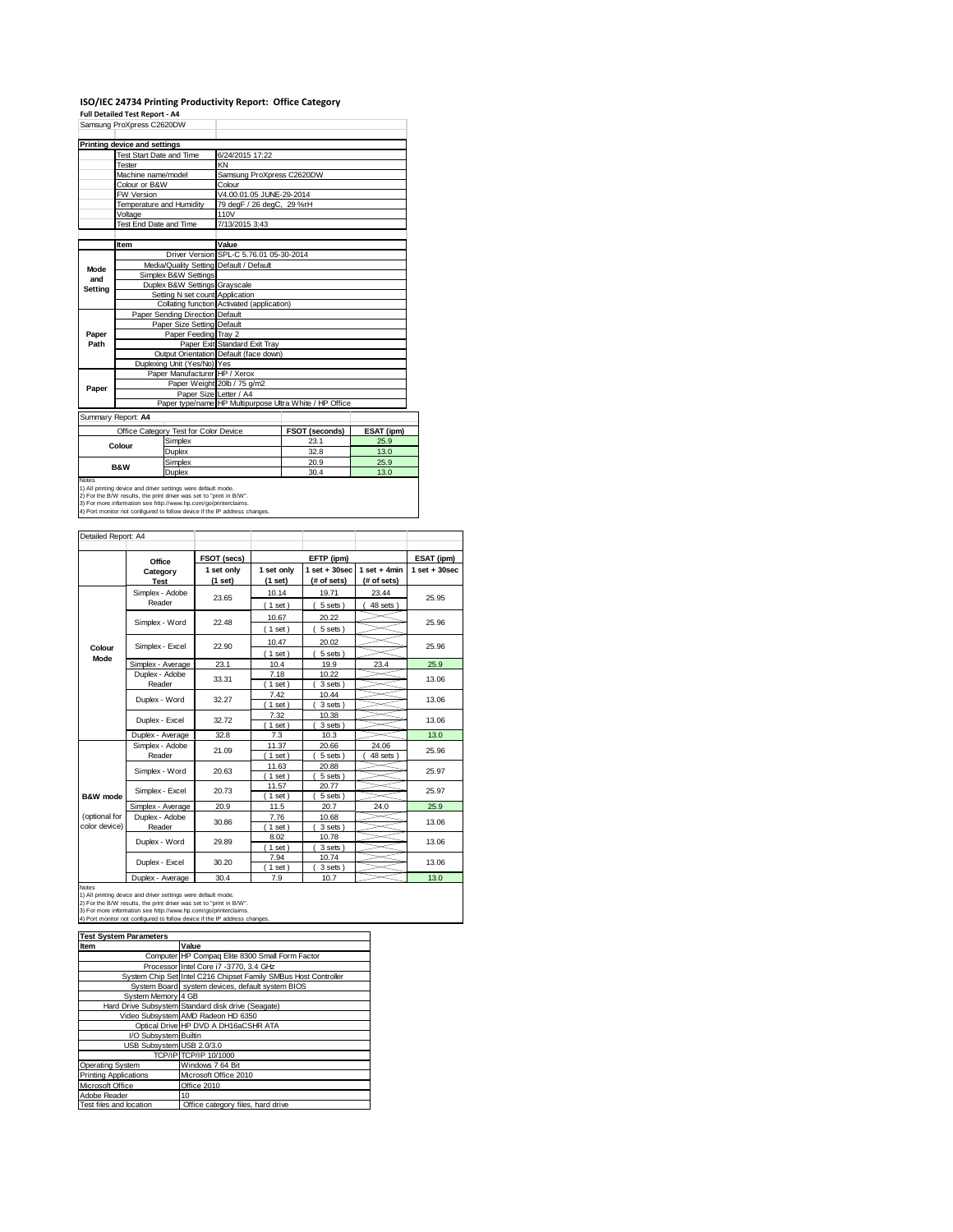# ISO/IEC 24734 Printing Productivity Report: Office Category

**Full Detailed Test Report - A4**

Samsung ProXpress C2620DW

| Printing device and settings | | |
|---|---|---|
| | Test Start Date and Time | 6/24/2015 17:22 |
| | Tester | KN |
| | Machine name/model | Samsung ProXpress C2620DW |
| | Colour or B&W | Colour |
| | FW Version | V4.00.01.05 JUNE-29-2014 |
| | Temperature and Humidity | 79 degF / 26 degC, 29 %rH |
| | Voltage | 110V |
| | Test End Date and Time | 7/13/2015 3:43 |

| | Item | Value |
|---|---|---|
| Mode and Setting | Driver Version | SPL-C 5.76.01 05-30-2014 |
| | Media/Quality Setting | Default / Default |
| | Simplex B&W Settings | |
| | Duplex B&W Settings | Grayscale |
| | Setting N set count | Application |
| | Collating function | Activated (application) |
| Paper Path | Paper Sending Direction | Default |
| | Paper Size Setting | Default |
| | Paper Feeding | Tray 2 |
| | Paper Exit | Standard Exit Tray |
| | Output Orientation | Default (face down) |
| | Duplexing Unit (Yes/No) | Yes |
| Paper | Paper Manufacturer | HP / Xerox |
| | Paper Weight | 20lb / 75 g/m2 |
| | Paper Size | Letter / A4 |
| | Paper type/name | HP Multipurpose Ultra White / HP Office |

Summary Report: **A4**

| Office Category Test for Color Device | | FSOT (seconds) | ESAT (ipm) |
|---|---|---|---|
| Colour | Simplex | 23.1 | 25.9 |
| | Duplex | 32.8 | 13.0 |
| B&W | Simplex | 20.9 | 25.9 |
| | Duplex | 30.4 | 13.0 |

Notes
1) All printing device and driver settings were default mode.
2) For the B/W results, the print driver was set to "print in B/W".
3) For more information see http://www.hp.com/go/printerclaims.
4) Port monitor not configured to follow device if the IP address changes.

Detailed Report: A4

| | Office Category Test | FSOT (secs) 1 set only (1 set) | EFTP (ipm) 1 set only (1 set) | EFTP (ipm) 1 set + 30sec (# of sets) | EFTP (ipm) 1 set + 4min (# of sets) | ESAT (ipm) 1 set + 30sec |
|---|---|---|---|---|---|---|
| Colour Mode | Simplex - Adobe Reader | 23.65 | 10.14 (1 set) | 19.71 (5 sets) | 23.44 (48 sets) | 25.95 |
| | Simplex - Word | 22.48 | 10.67 (1 set) | 20.22 (5 sets) | | 25.96 |
| | Simplex - Excel | 22.90 | 10.47 (1 set) | 20.02 (5 sets) | | 25.96 |
| | Simplex - Average | 23.1 | 10.4 | 19.9 | 23.4 | 25.9 |
| | Duplex - Adobe Reader | 33.31 | 7.18 (1 set) | 10.22 (3 sets) | | 13.06 |
| | Duplex - Word | 32.27 | 7.42 (1 set) | 10.44 (3 sets) | | 13.06 |
| | Duplex - Excel | 32.72 | 7.32 (1 set) | 10.38 (3 sets) | | 13.06 |
| | Duplex - Average | 32.8 | 7.3 | 10.3 | | 13.0 |
| B&W mode (optional for color device) | Simplex - Adobe Reader | 21.09 | 11.37 (1 set) | 20.66 (5 sets) | 24.06 (48 sets) | 25.96 |
| | Simplex - Word | 20.63 | 11.63 (1 set) | 20.88 (5 sets) | | 25.97 |
| | Simplex - Excel | 20.73 | 11.57 (1 set) | 20.77 (5 sets) | | 25.97 |
| | Simplex - Average | 20.9 | 11.5 | 20.7 | 24.0 | 25.9 |
| | Duplex - Adobe Reader | 30.86 | 7.76 (1 set) | 10.68 (3 sets) | | 13.06 |
| | Duplex - Word | 29.89 | 8.02 (1 set) | 10.78 (3 sets) | | 13.06 |
| | Duplex - Excel | 30.20 | 7.94 (1 set) | 10.74 (3 sets) | | 13.06 |
| | Duplex - Average | 30.4 | 7.9 | 10.7 | | 13.0 |

Notes
1) All printing device and driver settings were default mode.
2) For the B/W results, the print driver was set to "print in B/W".
3) For more information see http://www.hp.com/go/printerclaims.
4) Port monitor not configured to follow device if the IP address changes.

| Test System Parameters | |
|---|---|
| **Item** | **Value** |
| Computer | HP Compaq Elite 8300 Small Form Factor |
| Processor | Intel Core i7 -3770, 3.4 GHz |
| System Chip Set | Intel C216 Chipset Family SMBus Host Controller |
| System Board | system devices, default system BIOS |
| System Memory | 4 GB |
| Hard Drive Subsystem | Standard disk drive (Seagate) |
| Video Subsystem | AMD Radeon HD 6350 |
| Optical Drive | HP DVD A DH16aCSHR ATA |
| I/O Subsystem | Builtin |
| USB Subsystem | USB 2.0/3.0 |
| TCP/IP | TCP/IP 10/1000 |
| Operating System | Windows 7 64 Bit |
| Printing Applications | Microsoft Office 2010 |
| Microsoft Office | Office 2010 |
| Adobe Reader | 10 |
| Test files and location | Office category files, hard drive |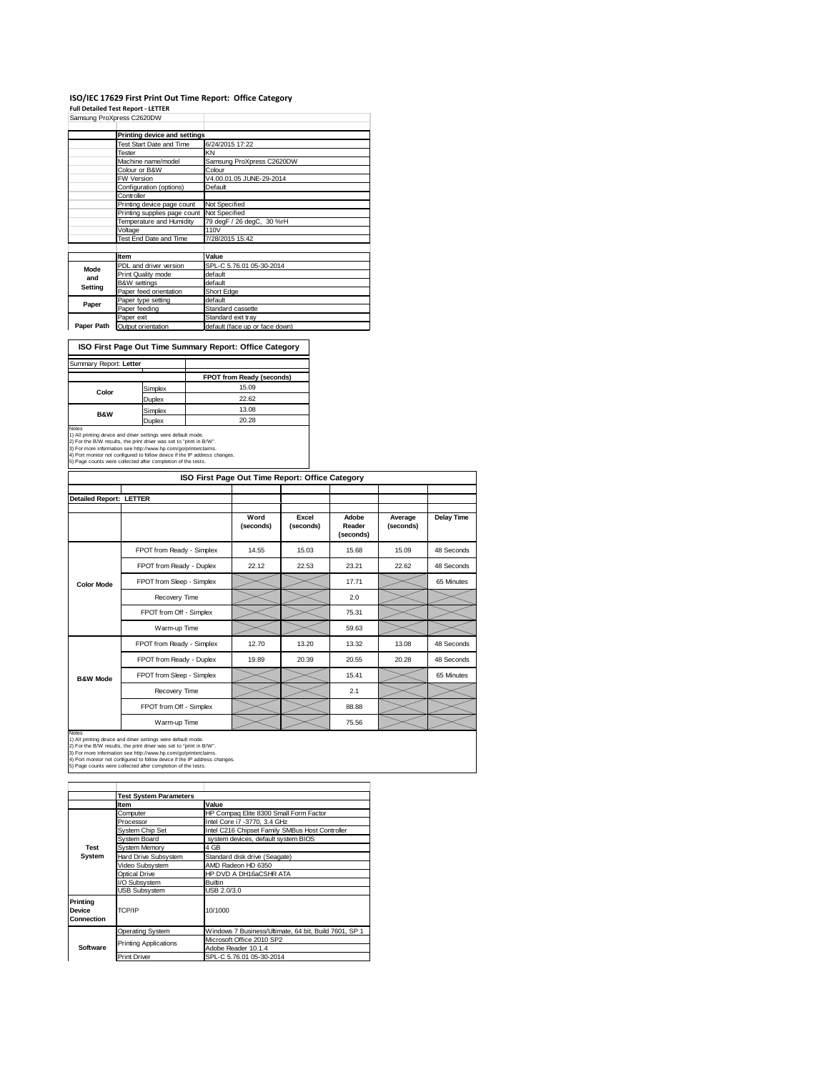# ISO/IEC 17629 First Print Out Time Report: Office Category

**Full Detailed Test Report - LETTER**

Samsung ProXpress C2620DW

| | Printing device and settings | |
|---|---|---|
| | Test Start Date and Time | 6/24/2015 17:22 |
| | Tester | KN |
| | Machine name/model | Samsung ProXpress C2620DW |
| | Colour or B&W | Colour |
| | FW Version | V4.00.01.05 JUNE-29-2014 |
| | Configuration (options) | Default |
| | Controller | |
| | Printing device page count | Not Specified |
| | Printing supplies page count | Not Specified |
| | Temperature and Humidity | 79 degF / 26 degC, 30 %rH |
| | Voltage | 110V |
| | Test End Date and Time | 7/28/2015 15:42 |

| | Item | Value |
|---|---|---|
| Mode and Setting | PDL and driver version | SPL-C 5.76.01 05-30-2014 |
| | Print Quality mode | default |
| | B&W settings | default |
| | Paper feed orientation | Short Edge |
| Paper | Paper type setting | default |
| | Paper feeding | Standard cassette |
| | Paper exit | Standard exit tray |
| Paper Path | Output orientation | default (face up or face down) |

## ISO First Page Out Time Summary Report: Office Category

Summary Report: **Letter**

| | | FPOT from Ready (seconds) |
|---|---|---|
| Color | Simplex | 15.09 |
| | Duplex | 22.62 |
| B&W | Simplex | 13.08 |
| | Duplex | 20.28 |

Notes
1) All printing device and driver settings were default mode.
2) For the B/W results, the print driver was set to "print in B/W".
3) For more information see http://www.hp.com/go/printerclaims.
4) Port monitor not configured to follow device if the IP address changes.
5) Page counts were collected after completion of the tests.

## ISO First Page Out Time Report: Office Category

**Detailed Report: LETTER**

| | | Word (seconds) | Excel (seconds) | Adobe Reader (seconds) | Average (seconds) | Delay Time |
|---|---|---|---|---|---|---|
| Color Mode | FPOT from Ready - Simplex | 14.55 | 15.03 | 15.68 | 15.09 | 48 Seconds |
| | FPOT from Ready - Duplex | 22.12 | 22.53 | 23.21 | 22.62 | 48 Seconds |
| | FPOT from Sleep - Simplex | | | 17.71 | | 65 Minutes |
| | Recovery Time | | | 2.0 | | |
| | FPOT from Off - Simplex | | | 75.31 | | |
| | Warm-up Time | | | 59.63 | | |
| B&W Mode | FPOT from Ready - Simplex | 12.70 | 13.20 | 13.32 | 13.08 | 48 Seconds |
| | FPOT from Ready - Duplex | 19.89 | 20.39 | 20.55 | 20.28 | 48 Seconds |
| | FPOT from Sleep - Simplex | | | 15.41 | | 65 Minutes |
| | Recovery Time | | | 2.1 | | |
| | FPOT from Off - Simplex | | | 88.88 | | |
| | Warm-up Time | | | 75.56 | | |

Notes
1) All printing device and driver settings were default mode.
2) For the B/W results, the print driver was set to "print in B/W".
3) For more information see http://www.hp.com/go/printerclaims.
4) Port monitor not configured to follow device if the IP address changes.
5) Page counts were collected after completion of the tests.

| | Test System Parameters | |
|---|---|---|
| | Item | Value |
| Test System | Computer | HP Compaq Elite 8300 Small Form Factor |
| | Processor | Intel Core i7 -3770, 3.4 GHz |
| | System Chip Set | Intel C216 Chipset Family SMBus Host Controller |
| | System Board | system devices, default system BIOS |
| | System Memory | 4 GB |
| | Hard Drive Subsystem | Standard disk drive (Seagate) |
| | Video Subsystem | AMD Radeon HD 6350 |
| | Optical Drive | HP DVD A DH16aCSHR ATA |
| | I/O Subsystem | Builtin |
| | USB Subsystem | USB 2.0/3.0 |
| Printing Device Connection | TCP/IP | 10/1000 |
| Software | Operating System | Windows 7 Business/Ultimate, 64 bit, Build 7601, SP 1 |
| | Printing Applications | Microsoft Office 2010 SP2 |
| | | Adobe Reader 10.1.4 |
| | Print Driver | SPL-C 5.76.01 05-30-2014 |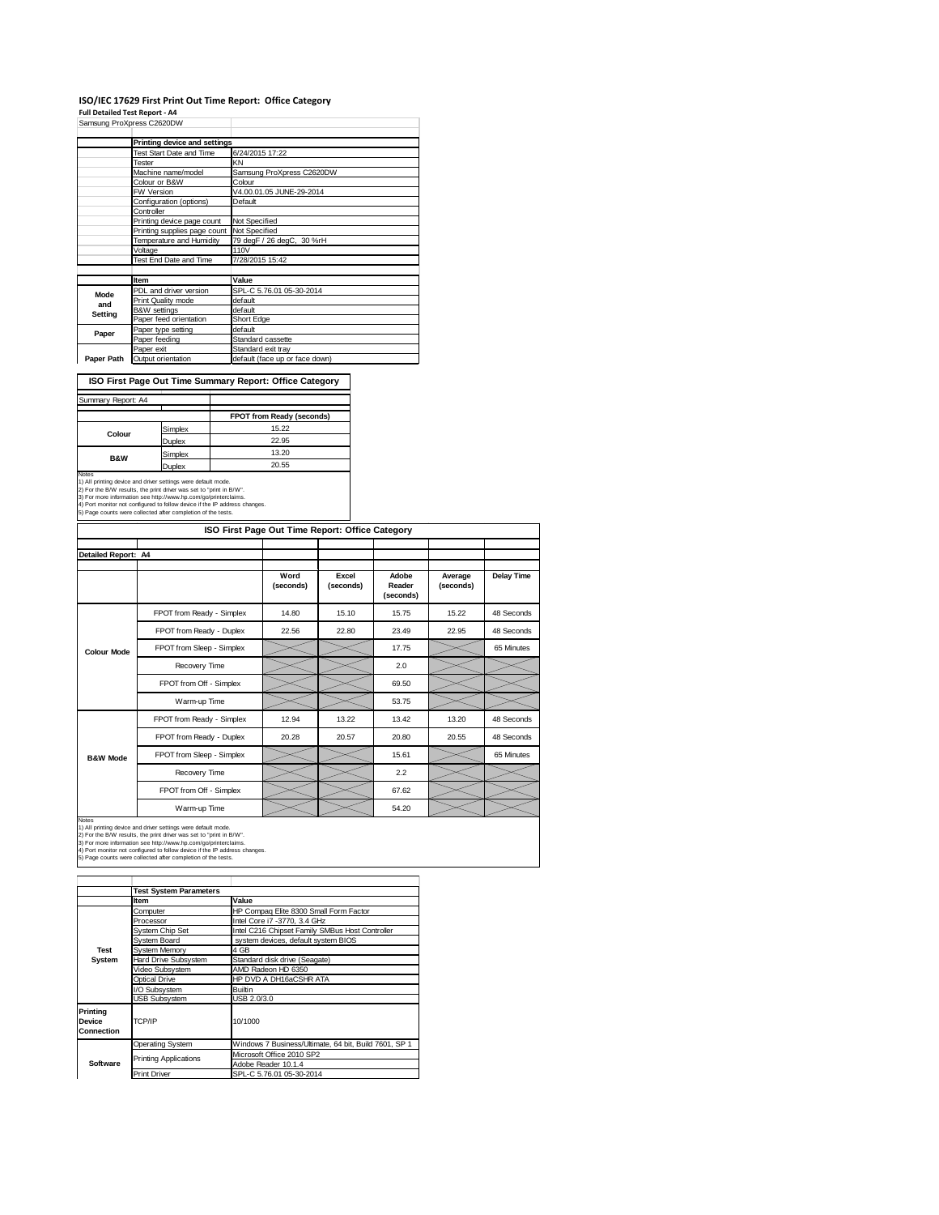# ISO/IEC 17629 First Print Out Time Report: Office Category

**Full Detailed Test Report - A4**

Samsung ProXpress C2620DW

| | | |
|---|---|---|
| | **Printing device and settings** | |
| | Test Start Date and Time | 6/24/2015 17:22 |
| | Tester | KN |
| | Machine name/model | Samsung ProXpress C2620DW |
| | Colour or B&W | Colour |
| | FW Version | V4.00.01.05 JUNE-29-2014 |
| | Configuration (options) | Default |
| | Controller | |
| | Printing device page count | Not Specified |
| | Printing supplies page count | Not Specified |
| | Temperature and Humidity | 79 degF / 26 degC, 30 %rH |
| | Voltage | 110V |
| | Test End Date and Time | 7/28/2015 15:42 |

| | Item | Value |
|---|---|---|
| **Mode and Setting** | PDL and driver version | SPL-C 5.76.01 05-30-2014 |
| | Print Quality mode | default |
| | B&W settings | default |
| | Paper feed orientation | Short Edge |
| **Paper** | Paper type setting | default |
| | Paper feeding | Standard cassette |
| | Paper exit | Standard exit tray |
| **Paper Path** | Output orientation | default (face up or face down) |

## ISO First Page Out Time Summary Report: Office Category

Summary Report: A4

| | | FPOT from Ready (seconds) |
|---|---|---|
| **Colour** | Simplex | 15.22 |
| | Duplex | 22.95 |
| **B&W** | Simplex | 13.20 |
| | Duplex | 20.55 |

Notes
1) All printing device and driver settings were default mode.
2) For the B/W results, the print driver was set to "print in B/W".
3) For more information see http://www.hp.com/go/printerclaims.
4) Port monitor not configured to follow device if the IP address changes.
5) Page counts were collected after completion of the tests.

## ISO First Page Out Time Report: Office Category

Detailed Report: A4

| | | Word (seconds) | Excel (seconds) | Adobe Reader (seconds) | Average (seconds) | Delay Time |
|---|---|---|---|---|---|---|
| **Colour Mode** | FPOT from Ready - Simplex | 14.80 | 15.10 | 15.75 | 15.22 | 48 Seconds |
| | FPOT from Ready - Duplex | 22.56 | 22.80 | 23.49 | 22.95 | 48 Seconds |
| | FPOT from Sleep - Simplex | | | 17.75 | | 65 Minutes |
| | Recovery Time | | | 2.0 | | |
| | FPOT from Off - Simplex | | | 69.50 | | |
| | Warm-up Time | | | 53.75 | | |
| **B&W Mode** | FPOT from Ready - Simplex | 12.94 | 13.22 | 13.42 | 13.20 | 48 Seconds |
| | FPOT from Ready - Duplex | 20.28 | 20.57 | 20.80 | 20.55 | 48 Seconds |
| | FPOT from Sleep - Simplex | | | 15.61 | | 65 Minutes |
| | Recovery Time | | | 2.2 | | |
| | FPOT from Off - Simplex | | | 67.62 | | |
| | Warm-up Time | | | 54.20 | | |

Notes
1) All printing device and driver settings were default mode.
2) For the B/W results, the print driver was set to "print in B/W".
3) For more information see http://www.hp.com/go/printerclaims.
4) Port monitor not configured to follow device if the IP address changes.
5) Page counts were collected after completion of the tests.

| | | |
|---|---|---|
| | **Test System Parameters** | |
| | **Item** | **Value** |
| **Test System** | Computer | HP Compaq Elite 8300 Small Form Factor |
| | Processor | Intel Core i7 -3770, 3.4 GHz |
| | System Chip Set | Intel C216 Chipset Family SMBus Host Controller |
| | System Board | system devices, default system BIOS |
| | System Memory | 4 GB |
| | Hard Drive Subsystem | Standard disk drive (Seagate) |
| | Video Subsystem | AMD Radeon HD 6350 |
| | Optical Drive | HP DVD A DH16aCSHR ATA |
| | I/O Subsystem | Builtin |
| | USB Subsystem | USB 2.0/3.0 |
| **Printing Device Connection** | TCP/IP | 10/1000 |
| **Software** | Operating System | Windows 7 Business/Ultimate, 64 bit, Build 7601, SP 1 |
| | Printing Applications | Microsoft Office 2010 SP2 |
| | | Adobe Reader 10.1.4 |
| | Print Driver | SPL-C 5.76.01 05-30-2014 |